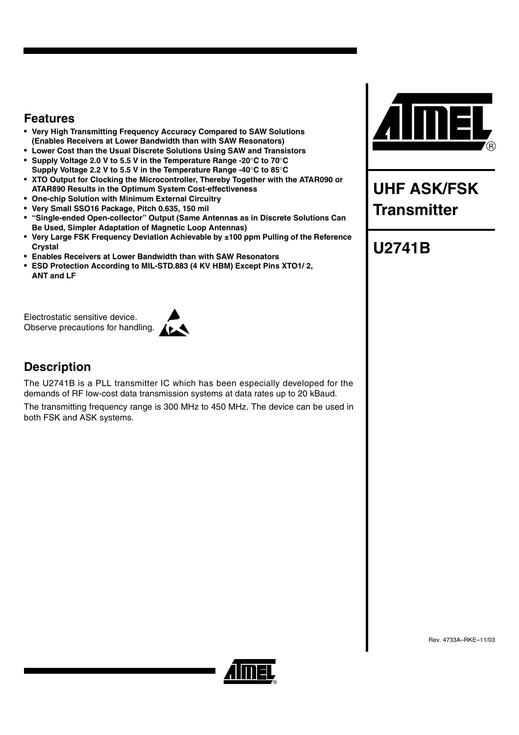# UHF ASK/FSK Transmitter

# U2741B

## Features

- **Very High Transmitting Frequency Accuracy Compared to SAW Solutions (Enables Receivers at Lower Bandwidth than with SAW Resonators)**
- **Lower Cost than the Usual Discrete Solutions Using SAW and Transistors**
- **Supply Voltage 2.0 V to 5.5 V in the Temperature Range -20°C to 70°C Supply Voltage 2.2 V to 5.5 V in the Temperature Range -40°C to 85°C**
- **XTO Output for Clocking the Microcontroller, Thereby Together with the ATAR090 or ATAR890 Results in the Optimum System Cost-effectiveness**
- **One-chip Solution with Minimum External Circuitry**
- **Very Small SSO16 Package, Pitch 0.635, 150 mil**
- **"Single-ended Open-collector" Output (Same Antennas as in Discrete Solutions Can Be Used, Simpler Adaptation of Magnetic Loop Antennas)**
- **Very Large FSK Frequency Deviation Achievable by ±100 ppm Pulling of the Reference Crystal**
- **Enables Receivers at Lower Bandwidth than with SAW Resonators**
- **ESD Protection According to MIL-STD.883 (4 KV HBM) Except Pins XTO1/ 2, ANT and LF**

Electrostatic sensitive device.
Observe precautions for handling.

## Description

The U2741B is a PLL transmitter IC which has been especially developed for the demands of RF low-cost data transmission systems at data rates up to 20 kBaud.

The transmitting frequency range is 300 MHz to 450 MHz. The device can be used in both FSK and ASK systems.

Rev. 4733A–RKE–11/03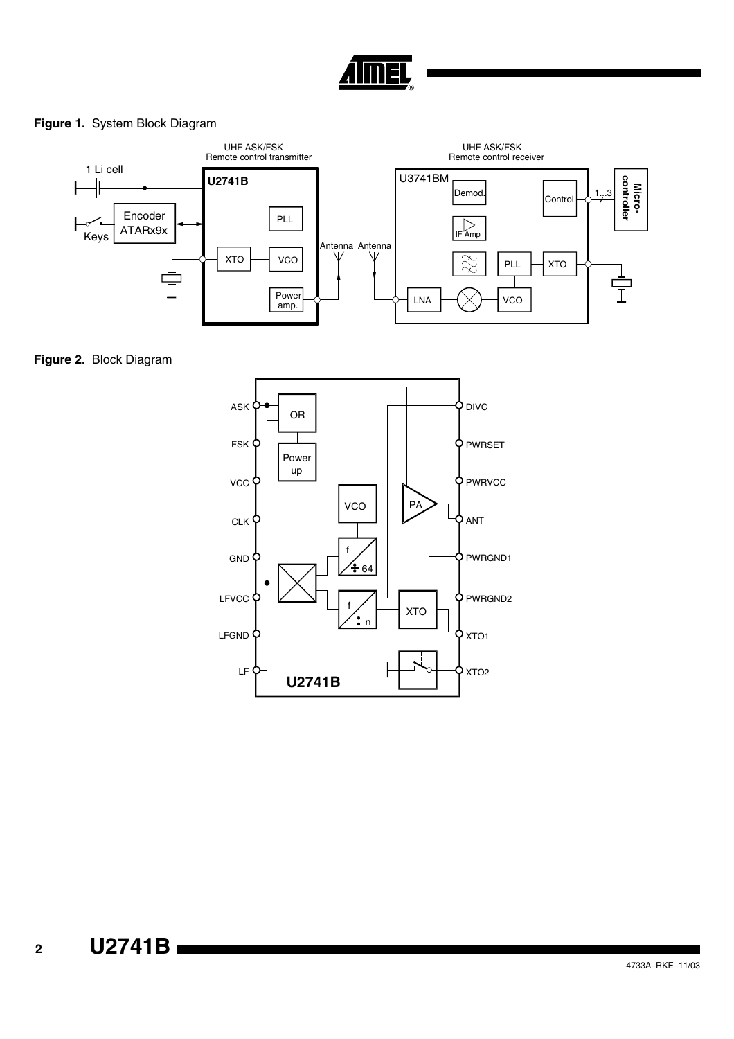**Figure 1.** System Block Diagram

**Figure 2.** Block Diagram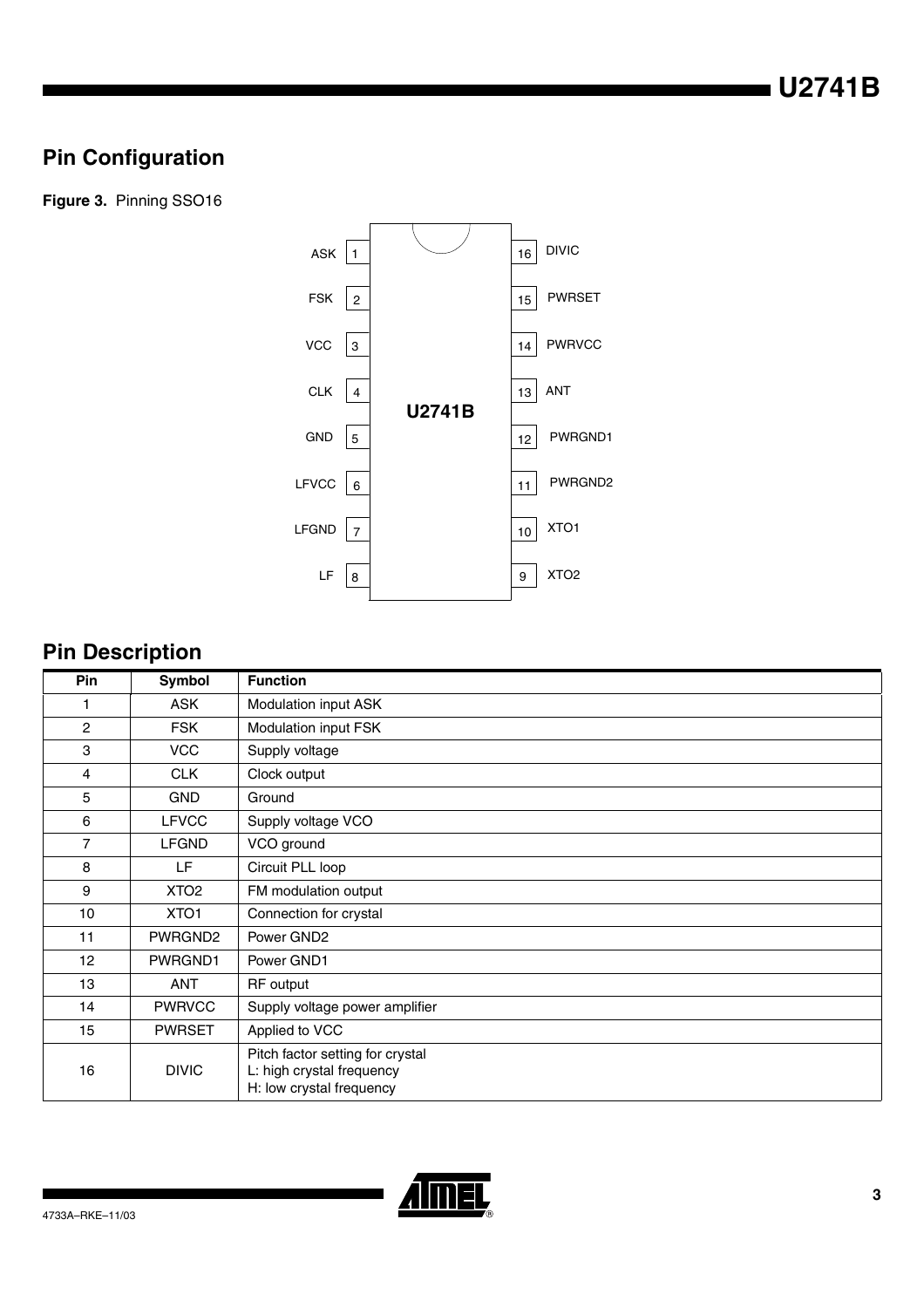## Pin Configuration

**Figure 3.** Pinning SSO16

| Pin | Left side | | Pin | Right side |
|---|---|---|---|---|
| 1 | ASK | U2741B | 16 | DIVIC |
| 2 | FSK | | 15 | PWRSET |
| 3 | VCC | | 14 | PWRVCC |
| 4 | CLK | | 13 | ANT |
| 5 | GND | | 12 | PWRGND1 |
| 6 | LFVCC | | 11 | PWRGND2 |
| 7 | LFGND | | 10 | XTO1 |
| 8 | LF | | 9 | XTO2 |

## Pin Description

| Pin | Symbol | Function |
|---|---|---|
| 1 | ASK | Modulation input ASK |
| 2 | FSK | Modulation input FSK |
| 3 | VCC | Supply voltage |
| 4 | CLK | Clock output |
| 5 | GND | Ground |
| 6 | LFVCC | Supply voltage VCO |
| 7 | LFGND | VCO ground |
| 8 | LF | Circuit PLL loop |
| 9 | XTO2 | FM modulation output |
| 10 | XTO1 | Connection for crystal |
| 11 | PWRGND2 | Power GND2 |
| 12 | PWRGND1 | Power GND1 |
| 13 | ANT | RF output |
| 14 | PWRVCC | Supply voltage power amplifier |
| 15 | PWRSET | Applied to VCC |
| 16 | DIVIC | Pitch factor setting for crystal<br>L: high crystal frequency<br>H: low crystal frequency |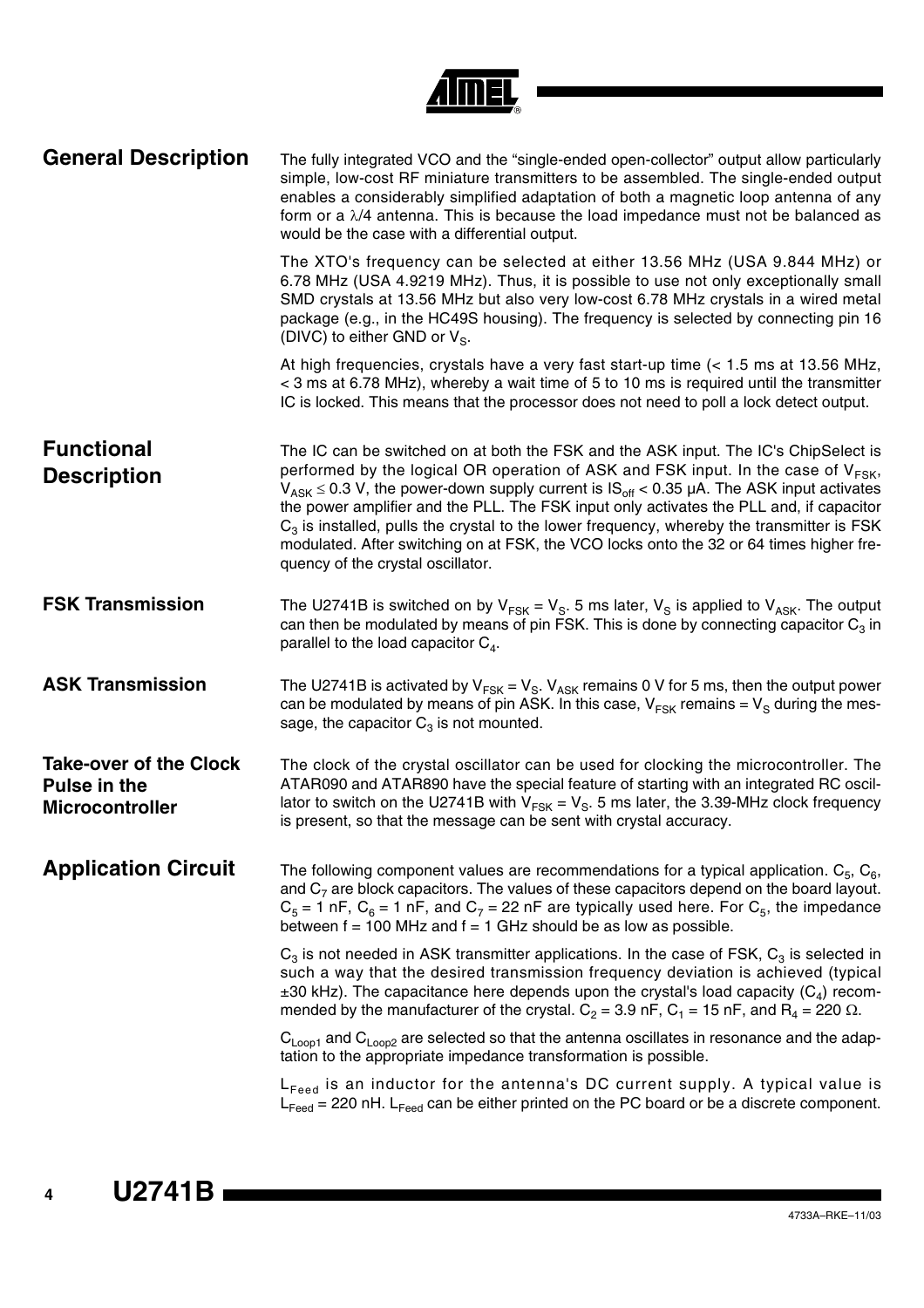## General Description

The fully integrated VCO and the "single-ended open-collector" output allow particularly simple, low-cost RF miniature transmitters to be assembled. The single-ended output enables a considerably simplified adaptation of both a magnetic loop antenna of any form or a $\lambda/4$ antenna. This is because the load impedance must not be balanced as would be the case with a differential output.

The XTO's frequency can be selected at either 13.56 MHz (USA 9.844 MHz) or 6.78 MHz (USA 4.9219 MHz). Thus, it is possible to use not only exceptionally small SMD crystals at 13.56 MHz but also very low-cost 6.78 MHz crystals in a wired metal package (e.g., in the HC49S housing). The frequency is selected by connecting pin 16 (DIVC) to either GND or $V_S$.

At high frequencies, crystals have a very fast start-up time (< 1.5 ms at 13.56 MHz, < 3 ms at 6.78 MHz), whereby a wait time of 5 to 10 ms is required until the transmitter IC is locked. This means that the processor does not need to poll a lock detect output.

## Functional Description

The IC can be switched on at both the FSK and the ASK input. The IC's ChipSelect is performed by the logical OR operation of ASK and FSK input. In the case of $V_{FSK}$, $V_{ASK} \leq 0.3$ V, the power-down supply current is $IS_{off} < 0.35$ µA. The ASK input activates the power amplifier and the PLL. The FSK input only activates the PLL and, if capacitor $C_3$ is installed, pulls the crystal to the lower frequency, whereby the transmitter is FSK modulated. After switching on at FSK, the VCO locks onto the 32 or 64 times higher frequency of the crystal oscillator.

### FSK Transmission

The U2741B is switched on by $V_{FSK} = V_S$. 5 ms later, $V_S$ is applied to $V_{ASK}$. The output can then be modulated by means of pin FSK. This is done by connecting capacitor $C_3$ in parallel to the load capacitor $C_4$.

### ASK Transmission

The U2741B is activated by $V_{FSK} = V_S$. $V_{ASK}$ remains 0 V for 5 ms, then the output power can be modulated by means of pin ASK. In this case, $V_{FSK}$ remains = $V_S$ during the message, the capacitor $C_3$ is not mounted.

### Take-over of the Clock Pulse in the Microcontroller

The clock of the crystal oscillator can be used for clocking the microcontroller. The ATAR090 and ATAR890 have the special feature of starting with an integrated RC oscillator to switch on the U2741B with $V_{FSK} = V_S$. 5 ms later, the 3.39-MHz clock frequency is present, so that the message can be sent with crystal accuracy.

## Application Circuit

The following component values are recommendations for a typical application. $C_5$, $C_6$, and $C_7$ are block capacitors. The values of these capacitors depend on the board layout. $C_5 = 1$ nF, $C_6 = 1$ nF, and $C_7 = 22$ nF are typically used here. For $C_5$, the impedance between f = 100 MHz and f = 1 GHz should be as low as possible.

$C_3$ is not needed in ASK transmitter applications. In the case of FSK, $C_3$ is selected in such a way that the desired transmission frequency deviation is achieved (typical ±30 kHz). The capacitance here depends upon the crystal's load capacity ($C_4$) recommended by the manufacturer of the crystal. $C_2 = 3.9$ nF, $C_1 = 15$ nF, and $R_4 = 220\ \Omega$.

$C_{Loop1}$ and $C_{Loop2}$ are selected so that the antenna oscillates in resonance and the adaptation to the appropriate impedance transformation is possible.

$L_{Feed}$ is an inductor for the antenna's DC current supply. A typical value is $L_{Feed} = 220$ nH. $L_{Feed}$ can be either printed on the PC board or be a discrete component.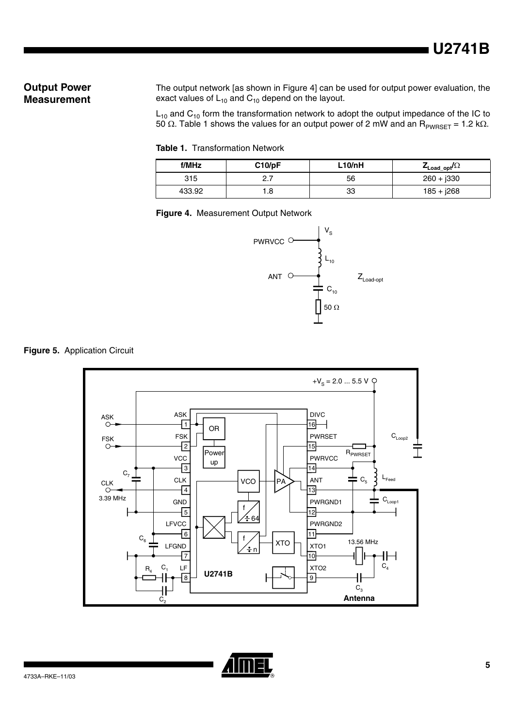## Output Power Measurement

The output network [as shown in Figure 4] can be used for output power evaluation, the exact values of $L_{10}$ and $C_{10}$ depend on the layout.

$L_{10}$ and $C_{10}$ form the transformation network to adopt the output impedance of the IC to 50 Ω. Table 1 shows the values for an output power of 2 mW and an $R_{PWRSET}$ = 1.2 kΩ.

**Table 1.** Transformation Network

| f/MHz | C10/pF | L10/nH | $Z_{Load\_opt}$/Ω |
|---|---|---|---|
| 315 | 2.7 | 56 | 260 + j330 |
| 433.92 | 1.8 | 33 | 185 + j268 |

**Figure 4.** Measurement Output Network

**Figure 5.** Application Circuit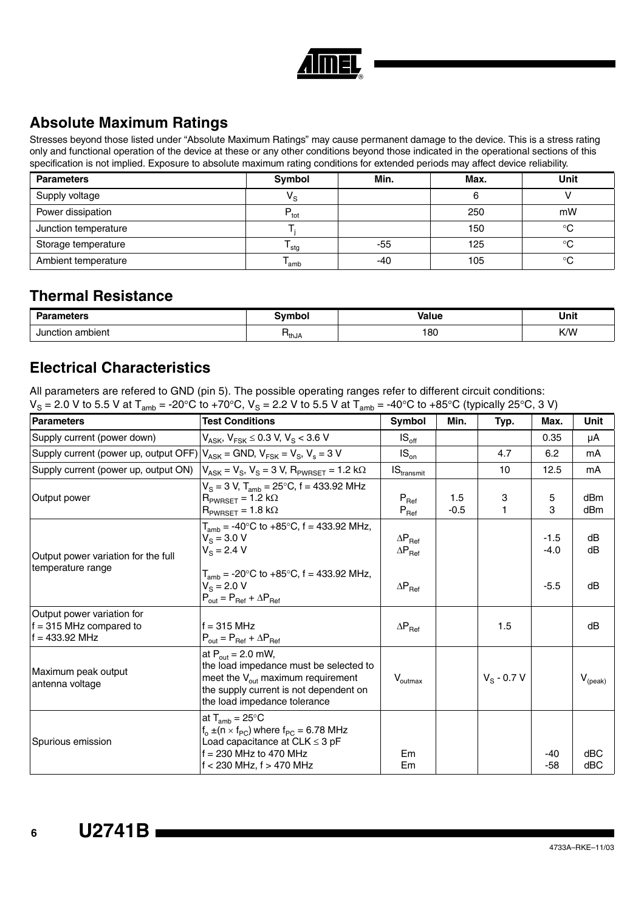## Absolute Maximum Ratings

Stresses beyond those listed under "Absolute Maximum Ratings" may cause permanent damage to the device. This is a stress rating only and functional operation of the device at these or any other conditions beyond those indicated in the operational sections of this specification is not implied. Exposure to absolute maximum rating conditions for extended periods may affect device reliability.

| Parameters | Symbol | Min. | Max. | Unit |
|---|---|---|---|---|
| Supply voltage | $V_S$ | | 6 | V |
| Power dissipation | $P_{tot}$ | | 250 | mW |
| Junction temperature | $T_j$ | | 150 | °C |
| Storage temperature | $T_{stg}$ | -55 | 125 | °C |
| Ambient temperature | $T_{amb}$ | -40 | 105 | °C |

## Thermal Resistance

| Parameters | Symbol | Value | Unit |
|---|---|---|---|
| Junction ambient | $R_{thJA}$ | 180 | K/W |

## Electrical Characteristics

All parameters are refered to GND (pin 5). The possible operating ranges refer to different circuit conditions: $V_S$ = 2.0 V to 5.5 V at $T_{amb}$ = -20°C to +70°C, $V_S$ = 2.2 V to 5.5 V at $T_{amb}$ = -40°C to +85°C (typically 25°C, 3 V)

| Parameters | Test Conditions | Symbol | Min. | Typ. | Max. | Unit |
|---|---|---|---|---|---|---|
| Supply current (power down) | $V_{ASK}$, $V_{FSK}$ ≤ 0.3 V, $V_S$ < 3.6 V | $IS_{off}$ | | | 0.35 | µA |
| Supply current (power up, output OFF) | $V_{ASK}$ = GND, $V_{FSK}$ = $V_S$, $V_s$ = 3 V | $IS_{on}$ | | 4.7 | 6.2 | mA |
| Supply current (power up, output ON) | $V_{ASK}$ = $V_S$, $V_S$ = 3 V, $R_{PWRSET}$ = 1.2 kΩ | $IS_{transmit}$ | | 10 | 12.5 | mA |
| Output power | $V_S$ = 3 V, $T_{amb}$ = 25°C, f = 433.92 MHz<br>$R_{PWRSET}$ = 1.2 kΩ<br>$R_{PWRSET}$ = 1.8 kΩ | $P_{Ref}$<br>$P_{Ref}$ | 1.5<br>-0.5 | 3<br>1 | 5<br>3 | dBm<br>dBm |
| Output power variation for the full temperature range | $T_{amb}$ = -40°C to +85°C, f = 433.92 MHz,<br>$V_S$ = 3.0 V<br>$V_S$ = 2.4 V<br><br>$T_{amb}$ = -20°C to +85°C, f = 433.92 MHz,<br>$V_S$ = 2.0 V<br>$P_{out}$ = $P_{Ref}$ + $\Delta P_{Ref}$ | $\Delta P_{Ref}$<br>$\Delta P_{Ref}$<br><br>$\Delta P_{Ref}$ | | | -1.5<br>-4.0<br><br>-5.5 | dB<br>dB<br><br>dB |
| Output power variation for f = 315 MHz compared to f = 433.92 MHz | f = 315 MHz<br>$P_{out}$ = $P_{Ref}$ + $\Delta P_{Ref}$ | $\Delta P_{Ref}$ | | 1.5 | | dB |
| Maximum peak output antenna voltage | at $P_{out}$ = 2.0 mW,<br>the load impedance must be selected to meet the $V_{out}$ maximum requirement<br>the supply current is not dependent on the load impedance tolerance | $V_{outmax}$ | | $V_S$ - 0.7 V | | $V_{(peak)}$ |
| Spurious emission | at $T_{amb}$ = 25°C<br>$f_o$ ±(n × $f_{PC}$) where $f_{PC}$ = 6.78 MHz<br>Load capacitance at CLK ≤ 3 pF<br>f = 230 MHz to 470 MHz<br>f < 230 MHz, f > 470 MHz | <br><br><br>Em<br>Em | | | <br><br><br>-40<br>-58 | <br><br><br>dBC<br>dBC |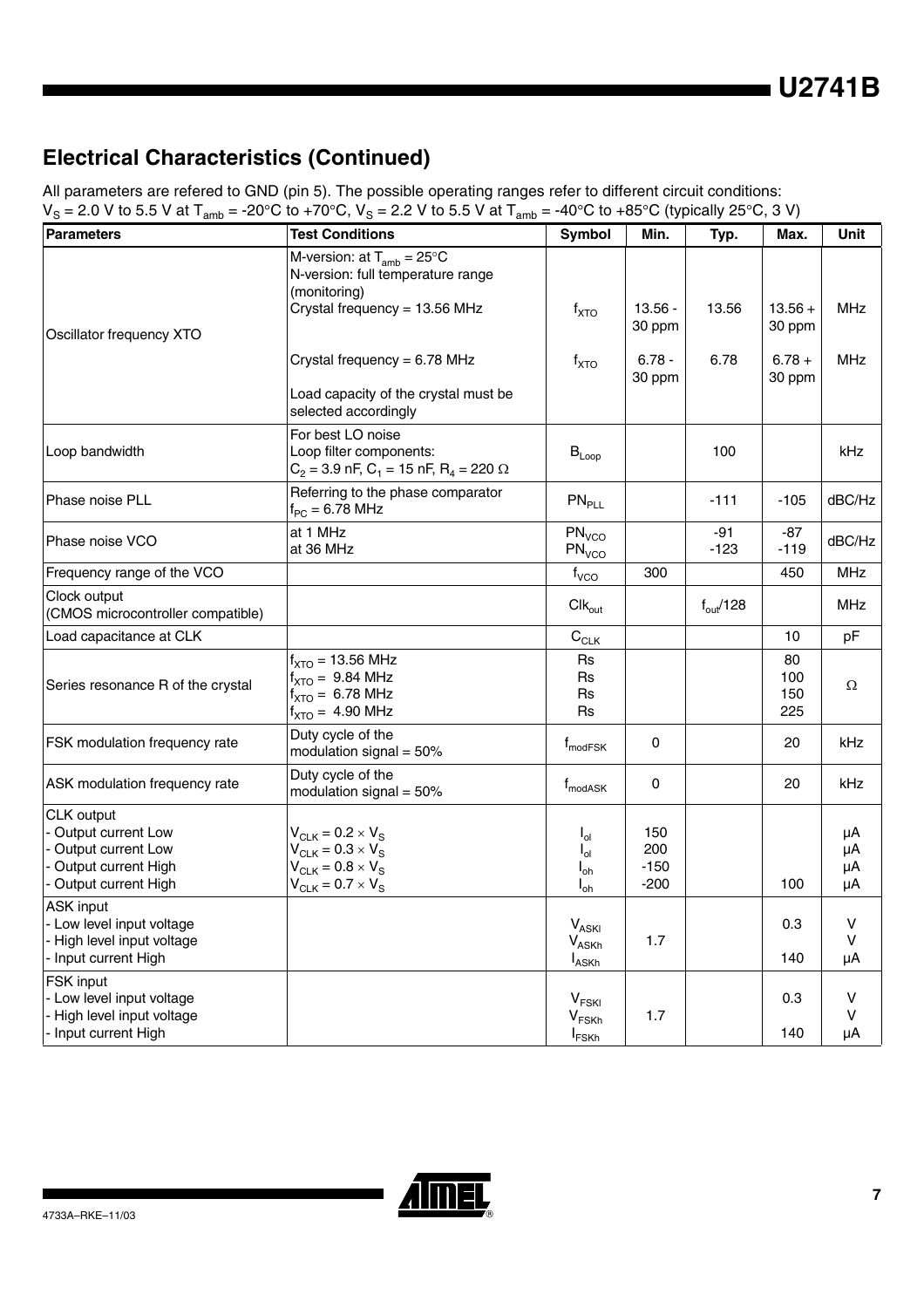## Electrical Characteristics (Continued)

All parameters are refered to GND (pin 5). The possible operating ranges refer to different circuit conditions: $V_S$ = 2.0 V to 5.5 V at $T_{amb}$ = -20°C to +70°C, $V_S$ = 2.2 V to 5.5 V at $T_{amb}$ = -40°C to +85°C (typically 25°C, 3 V)

| Parameters | Test Conditions | Symbol | Min. | Typ. | Max. | Unit |
|---|---|---|---|---|---|---|
| Oscillator frequency XTO | M-version: at $T_{amb}$ = 25°C<br>N-version: full temperature range (monitoring)<br>Crystal frequency = 13.56 MHz | $f_{XTO}$ | 13.56 - 30 ppm | 13.56 | 13.56 + 30 ppm | MHz |
| | Crystal frequency = 6.78 MHz<br>Load capacity of the crystal must be selected accordingly | $f_{XTO}$ | 6.78 - 30 ppm | 6.78 | 6.78 + 30 ppm | MHz |
| Loop bandwidth | For best LO noise<br>Loop filter components:<br>$C_2$ = 3.9 nF, $C_1$ = 15 nF, $R_4$ = 220 Ω | $B_{Loop}$ | | 100 | | kHz |
| Phase noise PLL | Referring to the phase comparator<br>$f_{PC}$ = 6.78 MHz | $PN_{PLL}$ | | -111 | -105 | dBC/Hz |
| Phase noise VCO | at 1 MHz<br>at 36 MHz | $PN_{VCO}$<br>$PN_{VCO}$ | | -91<br>-123 | -87<br>-119 | dBC/Hz |
| Frequency range of the VCO | | $f_{VCO}$ | 300 | | 450 | MHz |
| Clock output (CMOS microcontroller compatible) | | $Clk_{out}$ | | $f_{out}$/128 | | MHz |
| Load capacitance at CLK | | $C_{CLK}$ | | | 10 | pF |
| Series resonance R of the crystal | $f_{XTO}$ = 13.56 MHz<br>$f_{XTO}$ = 9.84 MHz<br>$f_{XTO}$ = 6.78 MHz<br>$f_{XTO}$ = 4.90 MHz | Rs<br>Rs<br>Rs<br>Rs | | | 80<br>100<br>150<br>225 | Ω |
| FSK modulation frequency rate | Duty cycle of the modulation signal = 50% | $f_{modFSK}$ | 0 | | 20 | kHz |
| ASK modulation frequency rate | Duty cycle of the modulation signal = 50% | $f_{modASK}$ | 0 | | 20 | kHz |
| CLK output<br>- Output current Low<br>- Output current Low<br>- Output current High<br>- Output current High | <br>$V_{CLK} = 0.2 \times V_S$<br>$V_{CLK} = 0.3 \times V_S$<br>$V_{CLK} = 0.8 \times V_S$<br>$V_{CLK} = 0.7 \times V_S$ | <br>$I_{ol}$<br>$I_{ol}$<br>$I_{oh}$<br>$I_{oh}$ | <br>150<br>200<br>-150<br>-200 | | <br><br><br><br>100 | <br>µA<br>µA<br>µA<br>µA |
| ASK input<br>- Low level input voltage<br>- High level input voltage<br>- Input current High | | <br>$V_{ASKl}$<br>$V_{ASKh}$<br>$I_{ASKh}$ | <br><br>1.7<br> | | <br>0.3<br><br>140 | <br>V<br>V<br>µA |
| FSK input<br>- Low level input voltage<br>- High level input voltage<br>- Input current High | | <br>$V_{FSKl}$<br>$V_{FSKh}$<br>$I_{FSKh}$ | <br><br>1.7<br> | | <br>0.3<br><br>140 | <br>V<br>V<br>µA |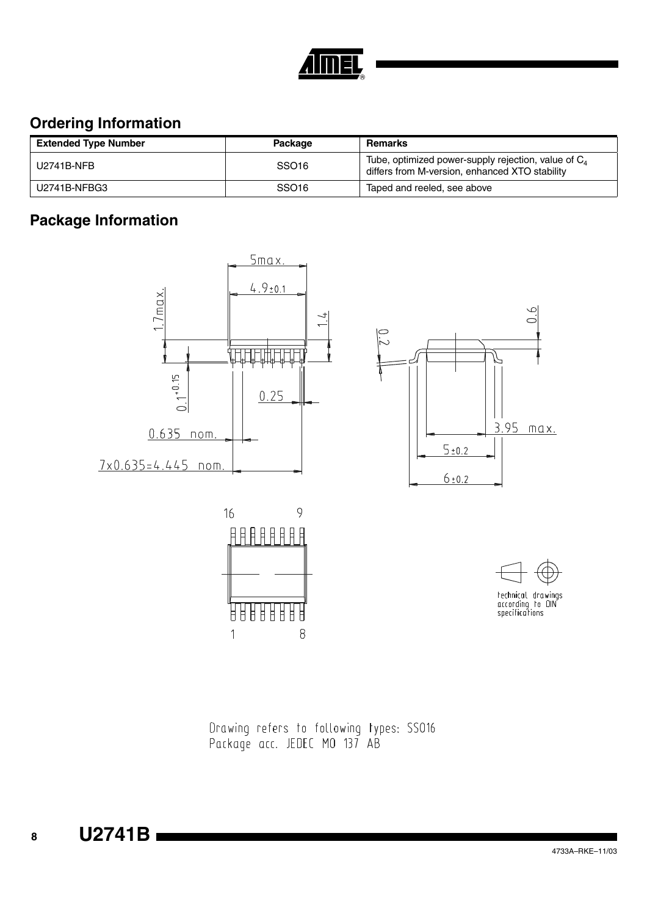## Ordering Information

| Extended Type Number | Package | Remarks |
|---|---|---|
| U2741B-NFB | SSO16 | Tube, optimized power-supply rejection, value of $C_4$ differs from M-version, enhanced XTO stability |
| U2741B-NFBG3 | SSO16 | Taped and reeled, see above |

## Package Information

5max.

4.9±0.1

1.7max.

1.4

0.1+0.15

0.25

0.635 nom.

7x0.635=4.445 nom.

0.2

0.6

3.95 max.

5±0.2

6±0.2

16 9

1 8

technical drawings according to DIN specifications

Drawing refers to following types: SSO16
Package acc. JEDEC MO 137 AB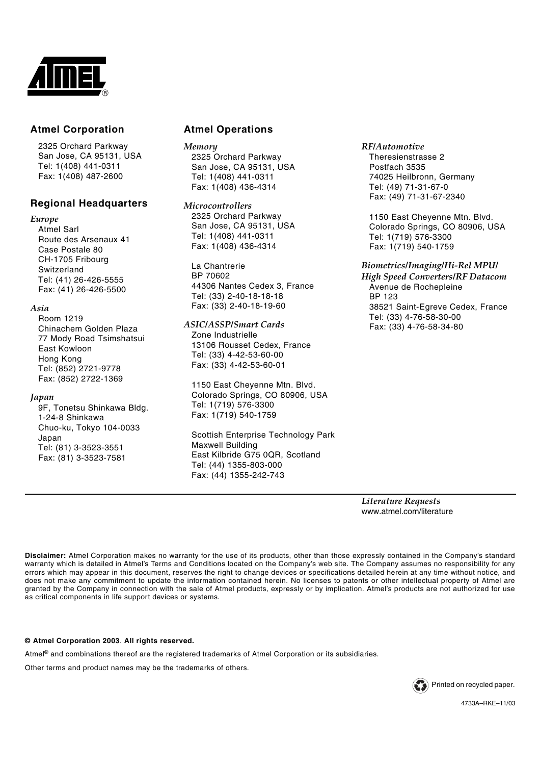## Atmel Corporation

2325 Orchard Parkway
San Jose, CA 95131, USA
Tel: 1(408) 441-0311
Fax: 1(408) 487-2600

## Regional Headquarters

*Europe*

Atmel Sarl
Route des Arsenaux 41
Case Postale 80
CH-1705 Fribourg
Switzerland
Tel: (41) 26-426-5555
Fax: (41) 26-426-5500

*Asia*

Room 1219
Chinachem Golden Plaza
77 Mody Road Tsimshatsui
East Kowloon
Hong Kong
Tel: (852) 2721-9778
Fax: (852) 2722-1369

*Japan*

9F, Tonetsu Shinkawa Bldg.
1-24-8 Shinkawa
Chuo-ku, Tokyo 104-0033
Japan
Tel: (81) 3-3523-3551
Fax: (81) 3-3523-7581

## Atmel Operations

*Memory*

2325 Orchard Parkway
San Jose, CA 95131, USA
Tel: 1(408) 441-0311
Fax: 1(408) 436-4314

*Microcontrollers*

2325 Orchard Parkway
San Jose, CA 95131, USA
Tel: 1(408) 441-0311
Fax: 1(408) 436-4314

La Chantrerie
BP 70602
44306 Nantes Cedex 3, France
Tel: (33) 2-40-18-18-18
Fax: (33) 2-40-18-19-60

*ASIC/ASSP/Smart Cards*

Zone Industrielle
13106 Rousset Cedex, France
Tel: (33) 4-42-53-60-00
Fax: (33) 4-42-53-60-01

1150 East Cheyenne Mtn. Blvd.
Colorado Springs, CO 80906, USA
Tel: 1(719) 576-3300
Fax: 1(719) 540-1759

Scottish Enterprise Technology Park
Maxwell Building
East Kilbride G75 0QR, Scotland
Tel: (44) 1355-803-000
Fax: (44) 1355-242-743

*RF/Automotive*

Theresienstrasse 2
Postfach 3535
74025 Heilbronn, Germany
Tel: (49) 71-31-67-0
Fax: (49) 71-31-67-2340

1150 East Cheyenne Mtn. Blvd.
Colorado Springs, CO 80906, USA
Tel: 1(719) 576-3300
Fax: 1(719) 540-1759

*Biometrics/Imaging/Hi-Rel MPU/ High Speed Converters/RF Datacom*

Avenue de Rochepleine
BP 123
38521 Saint-Egreve Cedex, France
Tel: (33) 4-76-58-30-00
Fax: (33) 4-76-58-34-80

*Literature Requests*
www.atmel.com/literature

**Disclaimer:** Atmel Corporation makes no warranty for the use of its products, other than those expressly contained in the Company's standard warranty which is detailed in Atmel's Terms and Conditions located on the Company's web site. The Company assumes no responsibility for any errors which may appear in this document, reserves the right to change devices or specifications detailed herein at any time without notice, and does not make any commitment to update the information contained herein. No licenses to patents or other intellectual property of Atmel are granted by the Company in connection with the sale of Atmel products, expressly or by implication. Atmel's products are not authorized for use as critical components in life support devices or systems.

**© Atmel Corporation 2003. All rights reserved.**

Atmel® and combinations thereof are the registered trademarks of Atmel Corporation or its subsidiaries.

Other terms and product names may be the trademarks of others.

Printed on recycled paper.

4733A–RKE–11/03